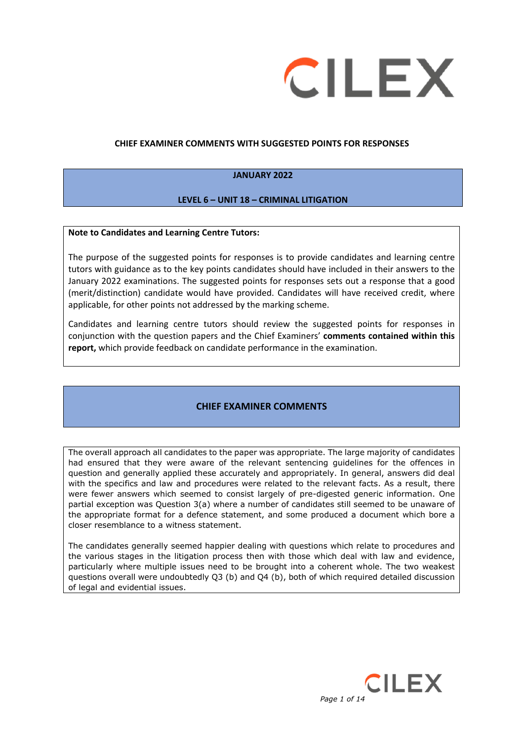# CHIEF EXAMINER COMMENTS WITH SUGGESTED POINTS FOR RESPONSES

## JANUARY 2022

## LEVEL 6 – UNIT 18 – CRIMINAL LITIGATION

**Note to Candidates and Learning Centre Tutors:**

The purpose of the suggested points for responses is to provide candidates and learning centre tutors with guidance as to the key points candidates should have included in their answers to the January 2022 examinations. The suggested points for responses sets out a response that a good (merit/distinction) candidate would have provided. Candidates will have received credit, where applicable, for other points not addressed by the marking scheme.

Candidates and learning centre tutors should review the suggested points for responses in conjunction with the question papers and the Chief Examiners' **comments contained within this report,** which provide feedback on candidate performance in the examination.

## CHIEF EXAMINER COMMENTS

The overall approach all candidates to the paper was appropriate. The large majority of candidates had ensured that they were aware of the relevant sentencing guidelines for the offences in question and generally applied these accurately and appropriately. In general, answers did deal with the specifics and law and procedures were related to the relevant facts. As a result, there were fewer answers which seemed to consist largely of pre-digested generic information. One partial exception was Question 3(a) where a number of candidates still seemed to be unaware of the appropriate format for a defence statement, and some produced a document which bore a closer resemblance to a witness statement.

The candidates generally seemed happier dealing with questions which relate to procedures and the various stages in the litigation process then with those which deal with law and evidence, particularly where multiple issues need to be brought into a coherent whole. The two weakest questions overall were undoubtedly Q3 (b) and Q4 (b), both of which required detailed discussion of legal and evidential issues.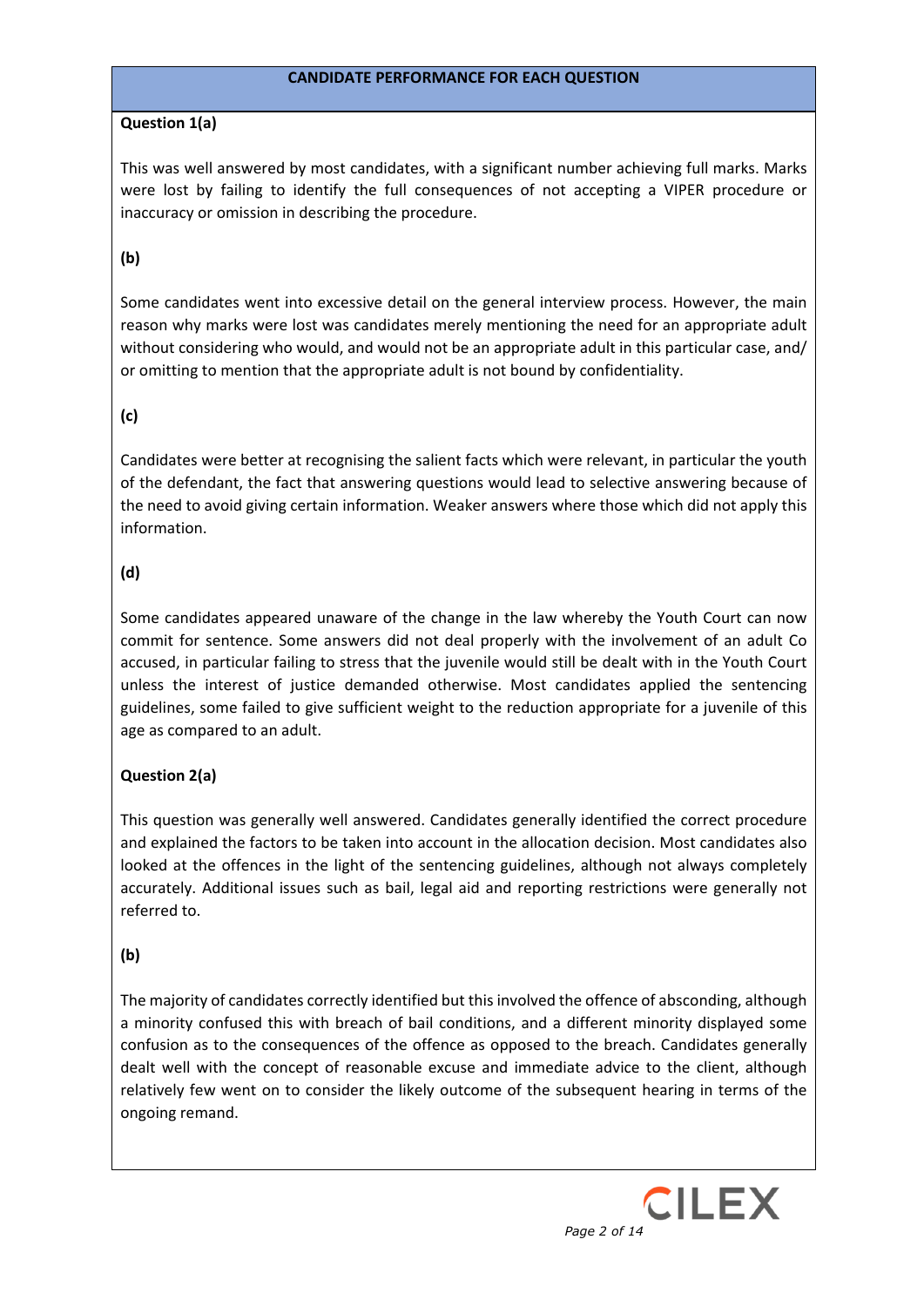## CANDIDATE PERFORMANCE FOR EACH QUESTION

**Question 1(a)**

This was well answered by most candidates, with a significant number achieving full marks. Marks were lost by failing to identify the full consequences of not accepting a VIPER procedure or inaccuracy or omission in describing the procedure.

**(b)**

Some candidates went into excessive detail on the general interview process. However, the main reason why marks were lost was candidates merely mentioning the need for an appropriate adult without considering who would, and would not be an appropriate adult in this particular case, and/ or omitting to mention that the appropriate adult is not bound by confidentiality.

**(c)**

Candidates were better at recognising the salient facts which were relevant, in particular the youth of the defendant, the fact that answering questions would lead to selective answering because of the need to avoid giving certain information. Weaker answers where those which did not apply this information.

**(d)**

Some candidates appeared unaware of the change in the law whereby the Youth Court can now commit for sentence. Some answers did not deal properly with the involvement of an adult Co accused, in particular failing to stress that the juvenile would still be dealt with in the Youth Court unless the interest of justice demanded otherwise. Most candidates applied the sentencing guidelines, some failed to give sufficient weight to the reduction appropriate for a juvenile of this age as compared to an adult.

**Question 2(a)**

This question was generally well answered. Candidates generally identified the correct procedure and explained the factors to be taken into account in the allocation decision. Most candidates also looked at the offences in the light of the sentencing guidelines, although not always completely accurately. Additional issues such as bail, legal aid and reporting restrictions were generally not referred to.

**(b)**

The majority of candidates correctly identified but this involved the offence of absconding, although a minority confused this with breach of bail conditions, and a different minority displayed some confusion as to the consequences of the offence as opposed to the breach. Candidates generally dealt well with the concept of reasonable excuse and immediate advice to the client, although relatively few went on to consider the likely outcome of the subsequent hearing in terms of the ongoing remand.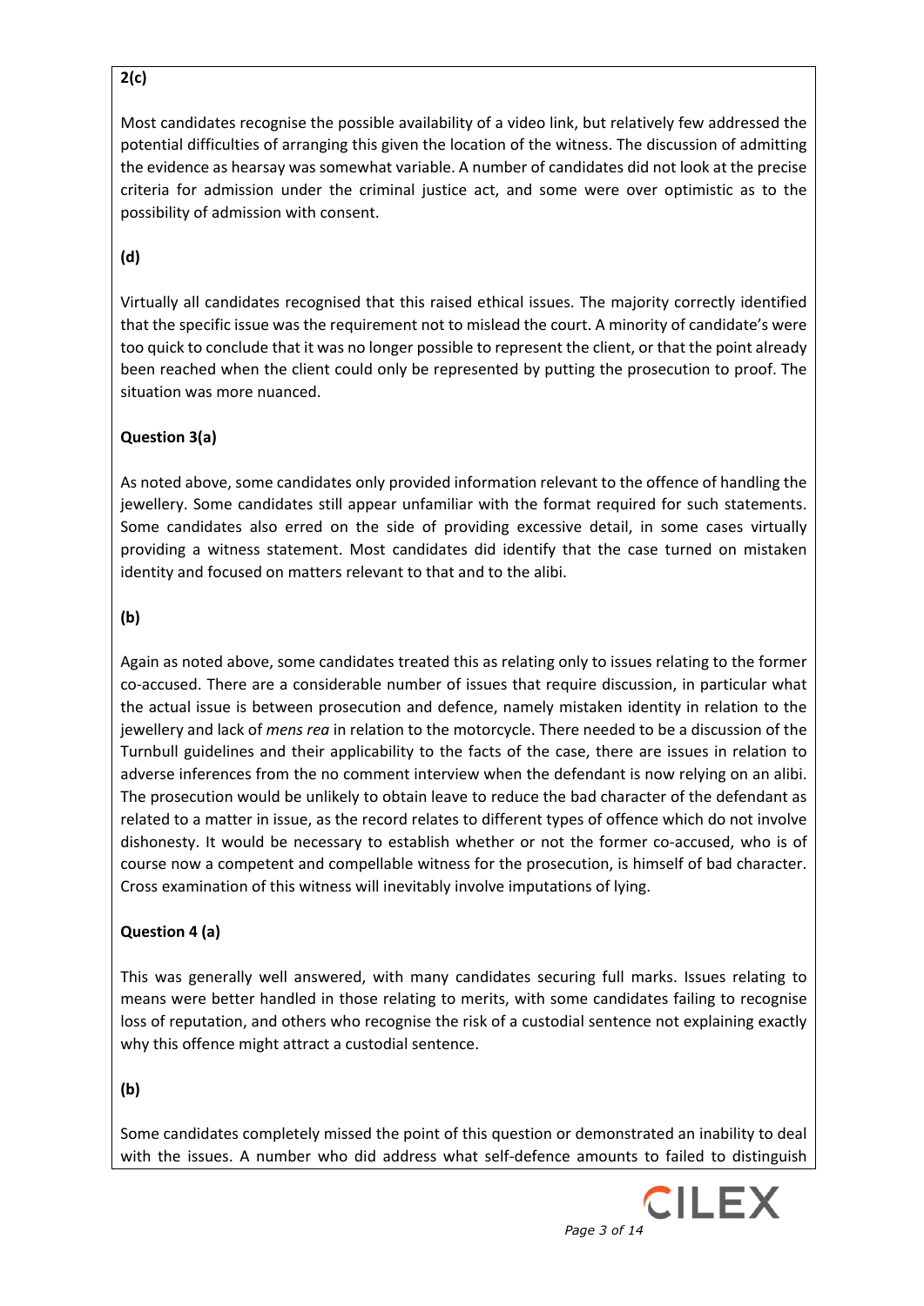**2(c)**

Most candidates recognise the possible availability of a video link, but relatively few addressed the potential difficulties of arranging this given the location of the witness. The discussion of admitting the evidence as hearsay was somewhat variable. A number of candidates did not look at the precise criteria for admission under the criminal justice act, and some were over optimistic as to the possibility of admission with consent.

**(d)**

Virtually all candidates recognised that this raised ethical issues. The majority correctly identified that the specific issue was the requirement not to mislead the court. A minority of candidate's were too quick to conclude that it was no longer possible to represent the client, or that the point already been reached when the client could only be represented by putting the prosecution to proof. The situation was more nuanced.

**Question 3(a)**

As noted above, some candidates only provided information relevant to the offence of handling the jewellery. Some candidates still appear unfamiliar with the format required for such statements. Some candidates also erred on the side of providing excessive detail, in some cases virtually providing a witness statement. Most candidates did identify that the case turned on mistaken identity and focused on matters relevant to that and to the alibi.

**(b)**

Again as noted above, some candidates treated this as relating only to issues relating to the former co-accused. There are a considerable number of issues that require discussion, in particular what the actual issue is between prosecution and defence, namely mistaken identity in relation to the jewellery and lack of *mens rea* in relation to the motorcycle. There needed to be a discussion of the Turnbull guidelines and their applicability to the facts of the case, there are issues in relation to adverse inferences from the no comment interview when the defendant is now relying on an alibi. The prosecution would be unlikely to obtain leave to reduce the bad character of the defendant as related to a matter in issue, as the record relates to different types of offence which do not involve dishonesty. It would be necessary to establish whether or not the former co-accused, who is of course now a competent and compellable witness for the prosecution, is himself of bad character. Cross examination of this witness will inevitably involve imputations of lying.

**Question 4 (a)**

This was generally well answered, with many candidates securing full marks. Issues relating to means were better handled in those relating to merits, with some candidates failing to recognise loss of reputation, and others who recognise the risk of a custodial sentence not explaining exactly why this offence might attract a custodial sentence.

**(b)**

Some candidates completely missed the point of this question or demonstrated an inability to deal with the issues. A number who did address what self-defence amounts to failed to distinguish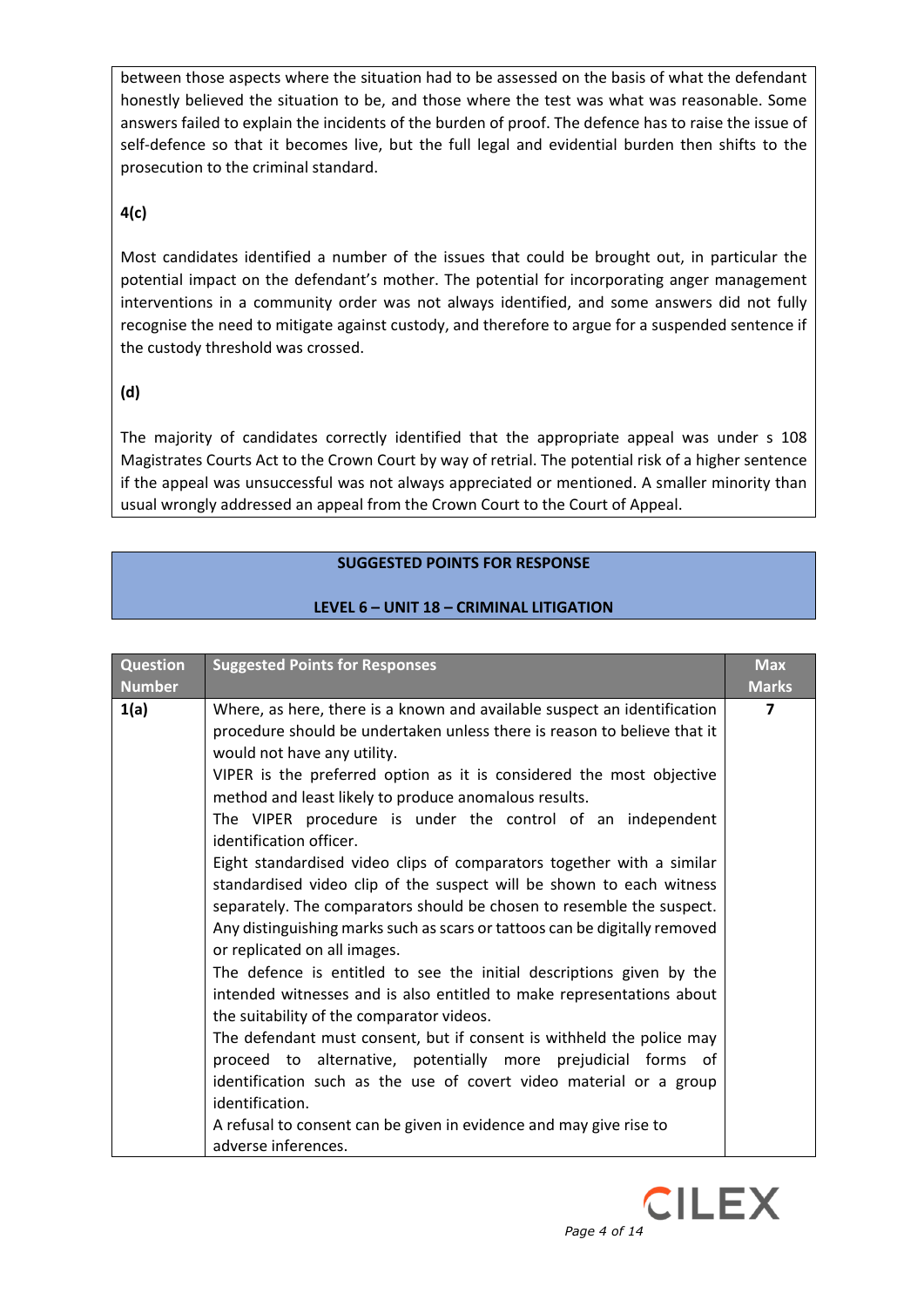between those aspects where the situation had to be assessed on the basis of what the defendant honestly believed the situation to be, and those where the test was what was reasonable. Some answers failed to explain the incidents of the burden of proof. The defence has to raise the issue of self-defence so that it becomes live, but the full legal and evidential burden then shifts to the prosecution to the criminal standard.

**4(c)**

Most candidates identified a number of the issues that could be brought out, in particular the potential impact on the defendant's mother. The potential for incorporating anger management interventions in a community order was not always identified, and some answers did not fully recognise the need to mitigate against custody, and therefore to argue for a suspended sentence if the custody threshold was crossed.

**(d)**

The majority of candidates correctly identified that the appropriate appeal was under s 108 Magistrates Courts Act to the Crown Court by way of retrial. The potential risk of a higher sentence if the appeal was unsuccessful was not always appreciated or mentioned. A smaller minority than usual wrongly addressed an appeal from the Crown Court to the Court of Appeal.

**SUGGESTED POINTS FOR RESPONSE**

**LEVEL 6 – UNIT 18 – CRIMINAL LITIGATION**

| Question Number | Suggested Points for Responses | Max Marks |
|---|---|---|
| **1(a)** | Where, as here, there is a known and available suspect an identification procedure should be undertaken unless there is reason to believe that it would not have any utility.<br>VIPER is the preferred option as it is considered the most objective method and least likely to produce anomalous results.<br>The VIPER procedure is under the control of an independent identification officer.<br>Eight standardised video clips of comparators together with a similar standardised video clip of the suspect will be shown to each witness separately. The comparators should be chosen to resemble the suspect. Any distinguishing marks such as scars or tattoos can be digitally removed or replicated on all images.<br>The defence is entitled to see the initial descriptions given by the intended witnesses and is also entitled to make representations about the suitability of the comparator videos.<br>The defendant must consent, but if consent is withheld the police may proceed to alternative, potentially more prejudicial forms of identification such as the use of covert video material or a group identification.<br>A refusal to consent can be given in evidence and may give rise to adverse inferences. | 7 |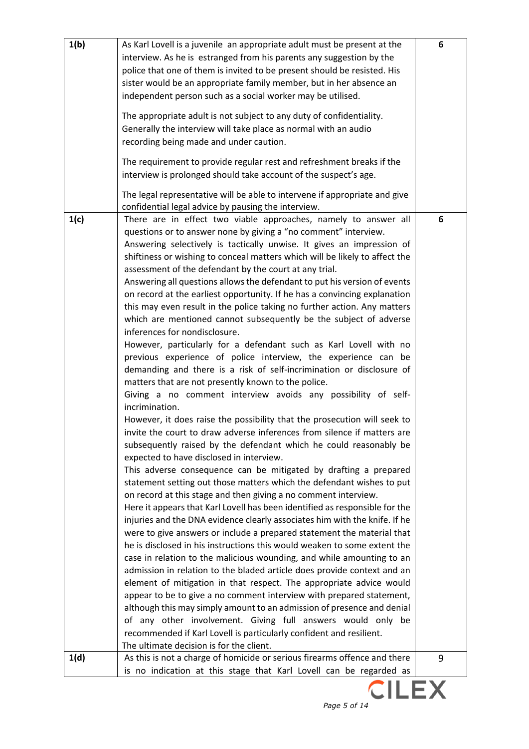| | | |
|---|---|---|
| 1(b) | As Karl Lovell is a juvenile an appropriate adult must be present at the interview. As he is estranged from his parents any suggestion by the police that one of them is invited to be present should be resisted. His sister would be an appropriate family member, but in her absence an independent person such as a social worker may be utilised.<br><br>The appropriate adult is not subject to any duty of confidentiality. Generally the interview will take place as normal with an audio recording being made and under caution.<br><br>The requirement to provide regular rest and refreshment breaks if the interview is prolonged should take account of the suspect's age.<br><br>The legal representative will be able to intervene if appropriate and give confidential legal advice by pausing the interview. | 6 |
| 1(c) | There are in effect two viable approaches, namely to answer all questions or to answer none by giving a "no comment" interview.<br>Answering selectively is tactically unwise. It gives an impression of shiftiness or wishing to conceal matters which will be likely to affect the assessment of the defendant by the court at any trial.<br>Answering all questions allows the defendant to put his version of events on record at the earliest opportunity. If he has a convincing explanation this may even result in the police taking no further action. Any matters which are mentioned cannot subsequently be the subject of adverse inferences for nondisclosure.<br>However, particularly for a defendant such as Karl Lovell with no previous experience of police interview, the experience can be demanding and there is a risk of self-incrimination or disclosure of matters that are not presently known to the police.<br>Giving a no comment interview avoids any possibility of self-incrimination.<br>However, it does raise the possibility that the prosecution will seek to invite the court to draw adverse inferences from silence if matters are subsequently raised by the defendant which he could reasonably be expected to have disclosed in interview.<br>This adverse consequence can be mitigated by drafting a prepared statement setting out those matters which the defendant wishes to put on record at this stage and then giving a no comment interview.<br>Here it appears that Karl Lovell has been identified as responsible for the injuries and the DNA evidence clearly associates him with the knife. If he were to give answers or include a prepared statement the material that he is disclosed in his instructions this would weaken to some extent the case in relation to the malicious wounding, and while amounting to an admission in relation to the bladed article does provide context and an element of mitigation in that respect. The appropriate advice would appear to be to give a no comment interview with prepared statement, although this may simply amount to an admission of presence and denial of any other involvement. Giving full answers would only be recommended if Karl Lovell is particularly confident and resilient.<br>The ultimate decision is for the client. | 6 |
| 1(d) | As this is not a charge of homicide or serious firearms offence and there is no indication at this stage that Karl Lovell can be regarded as | 9 |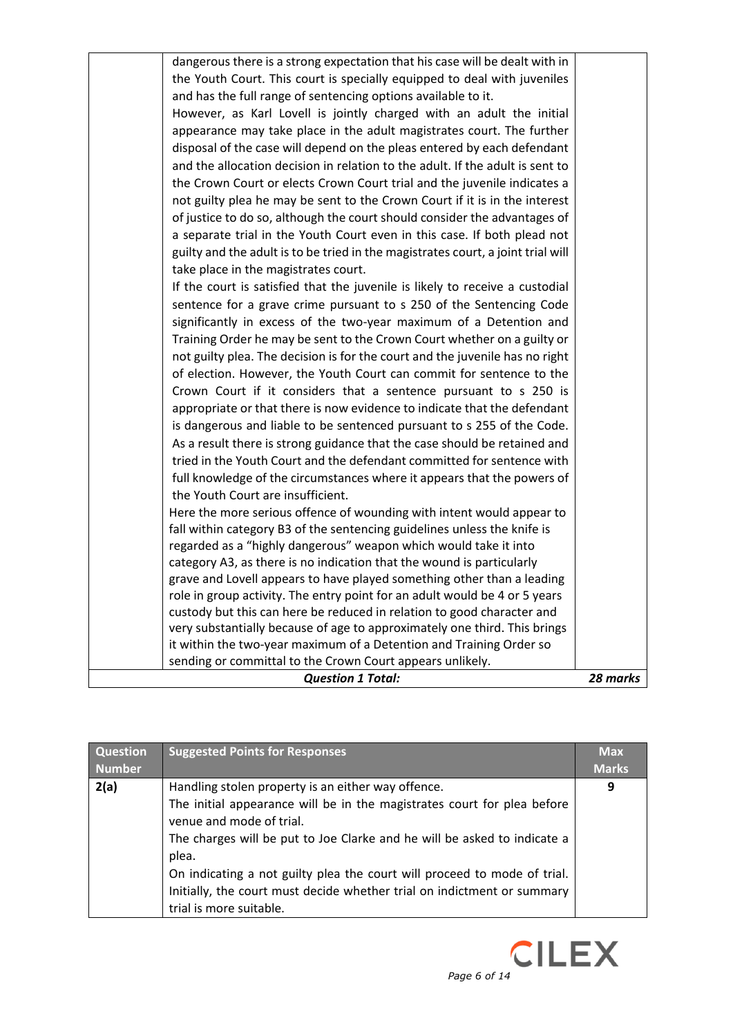| | | |
|---|---|---|
| | dangerous there is a strong expectation that his case will be dealt with in the Youth Court. This court is specially equipped to deal with juveniles and has the full range of sentencing options available to it.<br>However, as Karl Lovell is jointly charged with an adult the initial appearance may take place in the adult magistrates court. The further disposal of the case will depend on the pleas entered by each defendant and the allocation decision in relation to the adult. If the adult is sent to the Crown Court or elects Crown Court trial and the juvenile indicates a not guilty plea he may be sent to the Crown Court if it is in the interest of justice to do so, although the court should consider the advantages of a separate trial in the Youth Court even in this case. If both plead not guilty and the adult is to be tried in the magistrates court, a joint trial will take place in the magistrates court.<br>If the court is satisfied that the juvenile is likely to receive a custodial sentence for a grave crime pursuant to s 250 of the Sentencing Code significantly in excess of the two-year maximum of a Detention and Training Order he may be sent to the Crown Court whether on a guilty or not guilty plea. The decision is for the court and the juvenile has no right of election. However, the Youth Court can commit for sentence to the Crown Court if it considers that a sentence pursuant to s 250 is appropriate or that there is now evidence to indicate that the defendant is dangerous and liable to be sentenced pursuant to s 255 of the Code. As a result there is strong guidance that the case should be retained and tried in the Youth Court and the defendant committed for sentence with full knowledge of the circumstances where it appears that the powers of the Youth Court are insufficient.<br>Here the more serious offence of wounding with intent would appear to fall within category B3 of the sentencing guidelines unless the knife is regarded as a "highly dangerous" weapon which would take it into category A3, as there is no indication that the wound is particularly grave and Lovell appears to have played something other than a leading role in group activity. The entry point for an adult would be 4 or 5 years custody but this can here be reduced in relation to good character and very substantially because of age to approximately one third. This brings it within the two-year maximum of a Detention and Training Order so sending or committal to the Crown Court appears unlikely. | |
| | ***Question 1 Total:*** | ***28 marks*** |

| Question Number | Suggested Points for Responses | Max Marks |
|---|---|---|
| **2(a)** | Handling stolen property is an either way offence.<br>The initial appearance will be in the magistrates court for plea before venue and mode of trial.<br>The charges will be put to Joe Clarke and he will be asked to indicate a plea.<br>On indicating a not guilty plea the court will proceed to mode of trial. Initially, the court must decide whether trial on indictment or summary trial is more suitable. | **9** |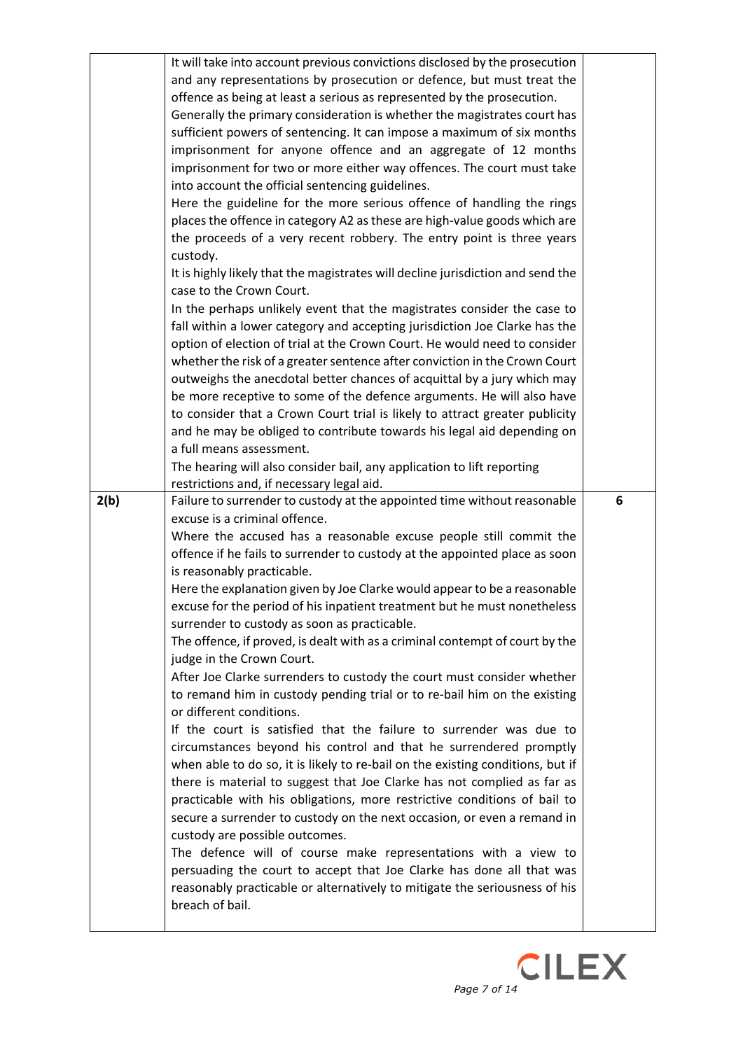| | | |
|---|---|---|
| | It will take into account previous convictions disclosed by the prosecution and any representations by prosecution or defence, but must treat the offence as being at least a serious as represented by the prosecution.<br>Generally the primary consideration is whether the magistrates court has sufficient powers of sentencing. It can impose a maximum of six months imprisonment for anyone offence and an aggregate of 12 months imprisonment for two or more either way offences. The court must take into account the official sentencing guidelines.<br>Here the guideline for the more serious offence of handling the rings places the offence in category A2 as these are high-value goods which are the proceeds of a very recent robbery. The entry point is three years custody.<br>It is highly likely that the magistrates will decline jurisdiction and send the case to the Crown Court.<br>In the perhaps unlikely event that the magistrates consider the case to fall within a lower category and accepting jurisdiction Joe Clarke has the option of election of trial at the Crown Court. He would need to consider whether the risk of a greater sentence after conviction in the Crown Court outweighs the anecdotal better chances of acquittal by a jury which may be more receptive to some of the defence arguments. He will also have to consider that a Crown Court trial is likely to attract greater publicity and he may be obliged to contribute towards his legal aid depending on a full means assessment.<br>The hearing will also consider bail, any application to lift reporting restrictions and, if necessary legal aid. | |
| **2(b)** | Failure to surrender to custody at the appointed time without reasonable excuse is a criminal offence.<br>Where the accused has a reasonable excuse people still commit the offence if he fails to surrender to custody at the appointed place as soon is reasonably practicable.<br>Here the explanation given by Joe Clarke would appear to be a reasonable excuse for the period of his inpatient treatment but he must nonetheless surrender to custody as soon as practicable.<br>The offence, if proved, is dealt with as a criminal contempt of court by the judge in the Crown Court.<br>After Joe Clarke surrenders to custody the court must consider whether to remand him in custody pending trial or to re-bail him on the existing or different conditions.<br>If the court is satisfied that the failure to surrender was due to circumstances beyond his control and that he surrendered promptly when able to do so, it is likely to re-bail on the existing conditions, but if there is material to suggest that Joe Clarke has not complied as far as practicable with his obligations, more restrictive conditions of bail to secure a surrender to custody on the next occasion, or even a remand in custody are possible outcomes.<br>The defence will of course make representations with a view to persuading the court to accept that Joe Clarke has done all that was reasonably practicable or alternatively to mitigate the seriousness of his breach of bail. | 6 |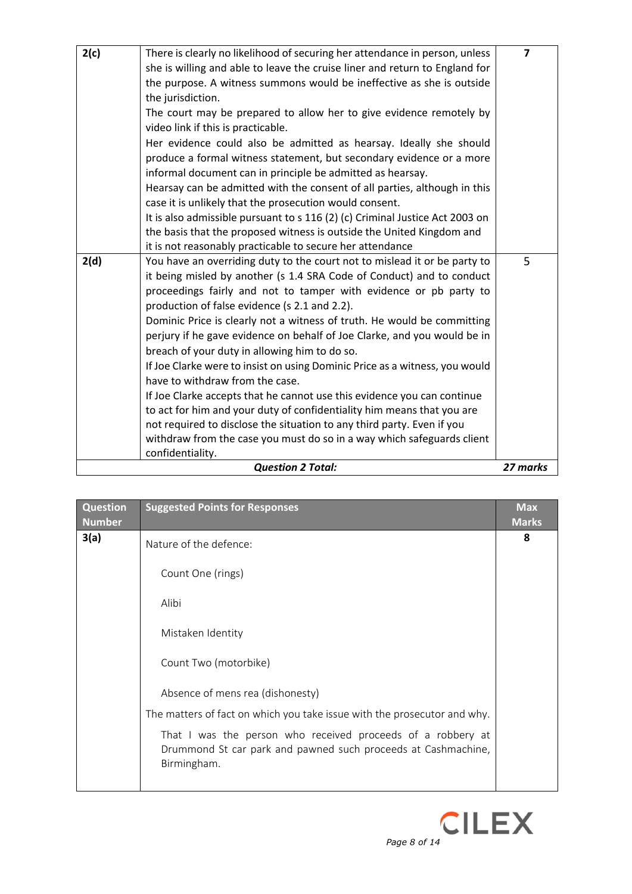| | | |
|---|---|---|
| 2(c) | There is clearly no likelihood of securing her attendance in person, unless she is willing and able to leave the cruise liner and return to England for the purpose. A witness summons would be ineffective as she is outside the jurisdiction.<br>The court may be prepared to allow her to give evidence remotely by video link if this is practicable.<br>Her evidence could also be admitted as hearsay. Ideally she should produce a formal witness statement, but secondary evidence or a more informal document can in principle be admitted as hearsay.<br>Hearsay can be admitted with the consent of all parties, although in this case it is unlikely that the prosecution would consent.<br>It is also admissible pursuant to s 116 (2) (c) Criminal Justice Act 2003 on the basis that the proposed witness is outside the United Kingdom and it is not reasonably practicable to secure her attendance | **7** |
| 2(d) | You have an overriding duty to the court not to mislead it or be party to it being misled by another (s 1.4 SRA Code of Conduct) and to conduct proceedings fairly and not to tamper with evidence or pb party to production of false evidence (s 2.1 and 2.2).<br>Dominic Price is clearly not a witness of truth. He would be committing perjury if he gave evidence on behalf of Joe Clarke, and you would be in breach of your duty in allowing him to do so.<br>If Joe Clarke were to insist on using Dominic Price as a witness, you would have to withdraw from the case.<br>If Joe Clarke accepts that he cannot use this evidence you can continue to act for him and your duty of confidentiality him means that you are not required to disclose the situation to any third party. Even if you withdraw from the case you must do so in a way which safeguards client confidentiality. | 5 |
| | ***Question 2 Total:*** | ***27 marks*** |

| Question Number | Suggested Points for Responses | Max Marks |
|---|---|---|
| 3(a) | Nature of the defence:<br><br>Count One (rings)<br><br>Alibi<br><br>Mistaken Identity<br><br>Count Two (motorbike)<br><br>Absence of mens rea (dishonesty)<br><br>The matters of fact on which you take issue with the prosecutor and why.<br><br>That I was the person who received proceeds of a robbery at Drummond St car park and pawned such proceeds at Cashmachine, Birmingham. | **8** |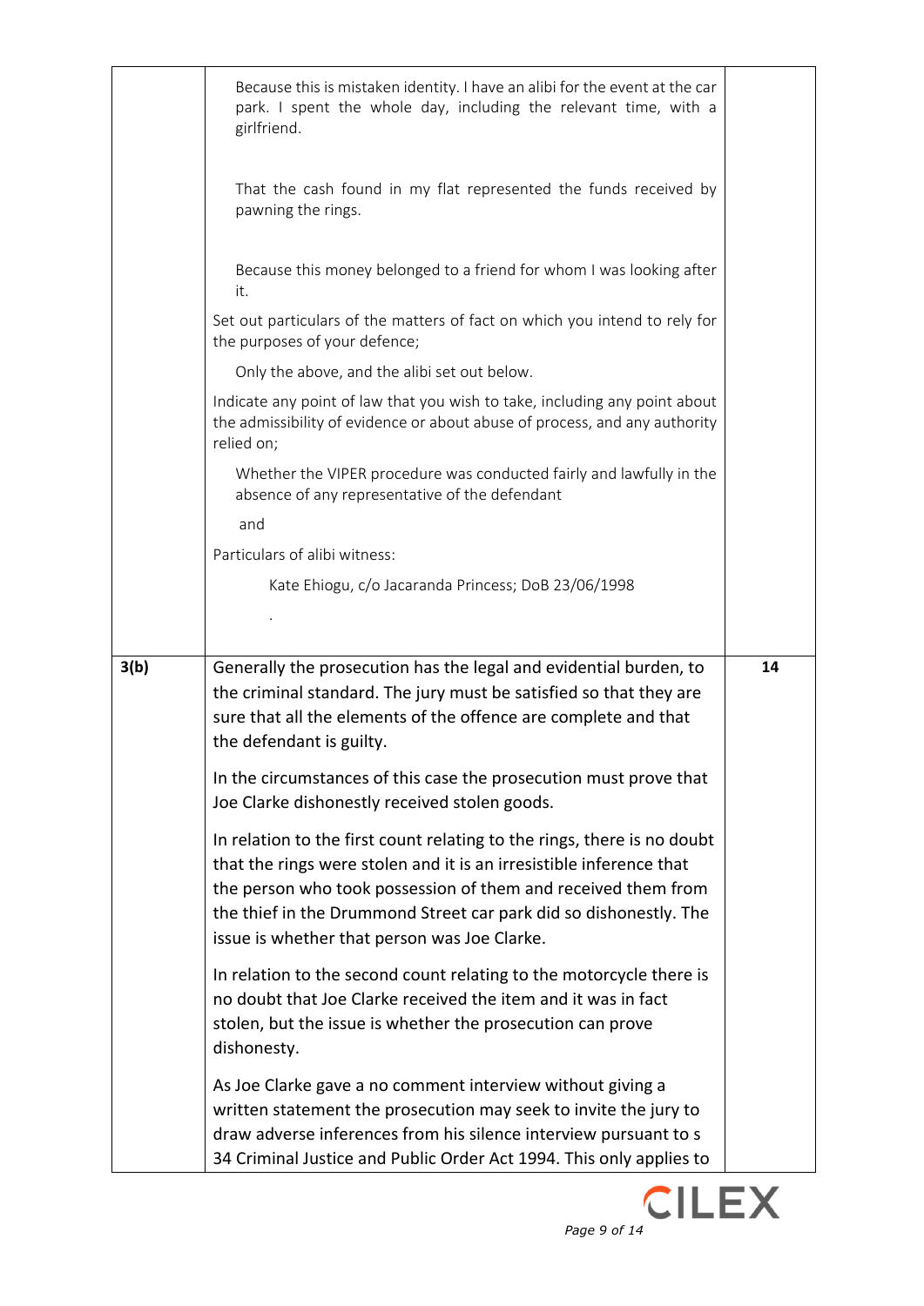| | | |
|---|---|---|
| | Because this is mistaken identity. I have an alibi for the event at the car park. I spent the whole day, including the relevant time, with a girlfriend.<br><br>That the cash found in my flat represented the funds received by pawning the rings.<br><br>Because this money belonged to a friend for whom I was looking after it.<br><br>Set out particulars of the matters of fact on which you intend to rely for the purposes of your defence;<br><br>Only the above, and the alibi set out below.<br><br>Indicate any point of law that you wish to take, including any point about the admissibility of evidence or about abuse of process, and any authority relied on;<br><br>Whether the VIPER procedure was conducted fairly and lawfully in the absence of any representative of the defendant<br><br>and<br><br>Particulars of alibi witness:<br><br>Kate Ehiogu, c/o Jacaranda Princess; DoB 23/06/1998<br><br>. | |
| 3(b) | Generally the prosecution has the legal and evidential burden, to the criminal standard. The jury must be satisfied so that they are sure that all the elements of the offence are complete and that the defendant is guilty.<br><br>In the circumstances of this case the prosecution must prove that Joe Clarke dishonestly received stolen goods.<br><br>In relation to the first count relating to the rings, there is no doubt that the rings were stolen and it is an irresistible inference that the person who took possession of them and received them from the thief in the Drummond Street car park did so dishonestly. The issue is whether that person was Joe Clarke.<br><br>In relation to the second count relating to the motorcycle there is no doubt that Joe Clarke received the item and it was in fact stolen, but the issue is whether the prosecution can prove dishonesty.<br><br>As Joe Clarke gave a no comment interview without giving a written statement the prosecution may seek to invite the jury to draw adverse inferences from his silence interview pursuant to s 34 Criminal Justice and Public Order Act 1994. This only applies to | 14 |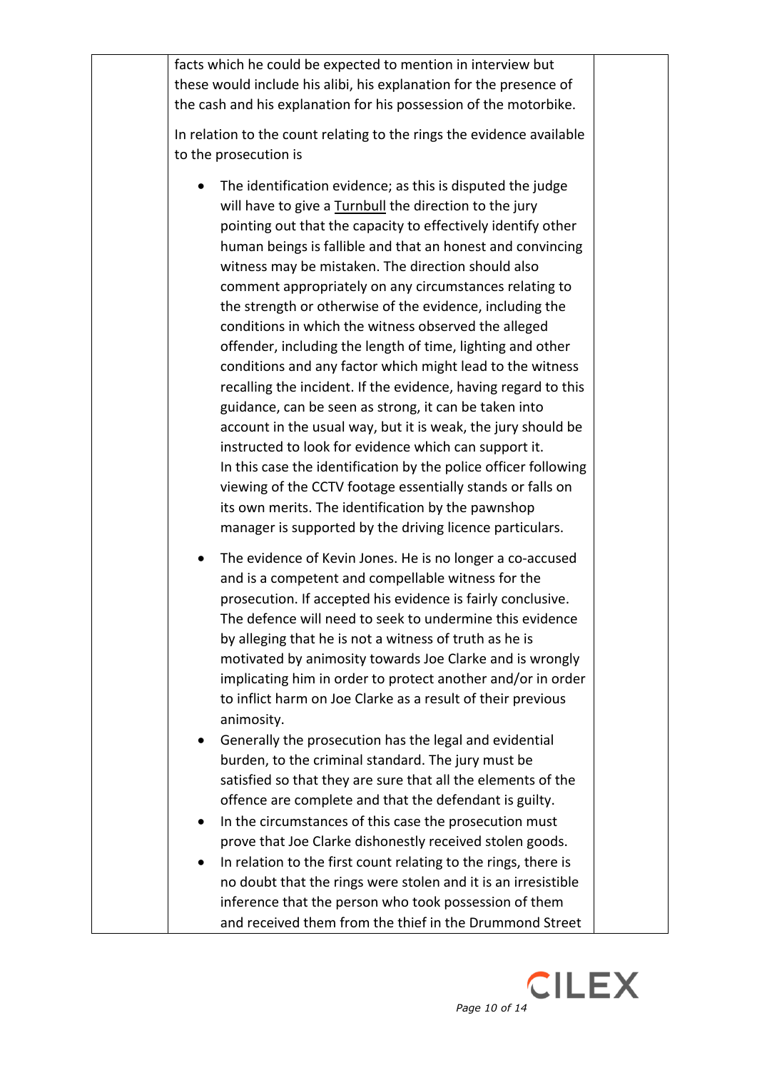facts which he could be expected to mention in interview but these would include his alibi, his explanation for the presence of the cash and his explanation for his possession of the motorbike.

In relation to the count relating to the rings the evidence available to the prosecution is

- The identification evidence; as this is disputed the judge will have to give a Turnbull the direction to the jury pointing out that the capacity to effectively identify other human beings is fallible and that an honest and convincing witness may be mistaken. The direction should also comment appropriately on any circumstances relating to the strength or otherwise of the evidence, including the conditions in which the witness observed the alleged offender, including the length of time, lighting and other conditions and any factor which might lead to the witness recalling the incident. If the evidence, having regard to this guidance, can be seen as strong, it can be taken into account in the usual way, but it is weak, the jury should be instructed to look for evidence which can support it. In this case the identification by the police officer following viewing of the CCTV footage essentially stands or falls on its own merits. The identification by the pawnshop manager is supported by the driving licence particulars.
- The evidence of Kevin Jones. He is no longer a co-accused and is a competent and compellable witness for the prosecution. If accepted his evidence is fairly conclusive. The defence will need to seek to undermine this evidence by alleging that he is not a witness of truth as he is motivated by animosity towards Joe Clarke and is wrongly implicating him in order to protect another and/or in order to inflict harm on Joe Clarke as a result of their previous animosity.
- Generally the prosecution has the legal and evidential burden, to the criminal standard. The jury must be satisfied so that they are sure that all the elements of the offence are complete and that the defendant is guilty.
- In the circumstances of this case the prosecution must prove that Joe Clarke dishonestly received stolen goods.
- In relation to the first count relating to the rings, there is no doubt that the rings were stolen and it is an irresistible inference that the person who took possession of them and received them from the thief in the Drummond Street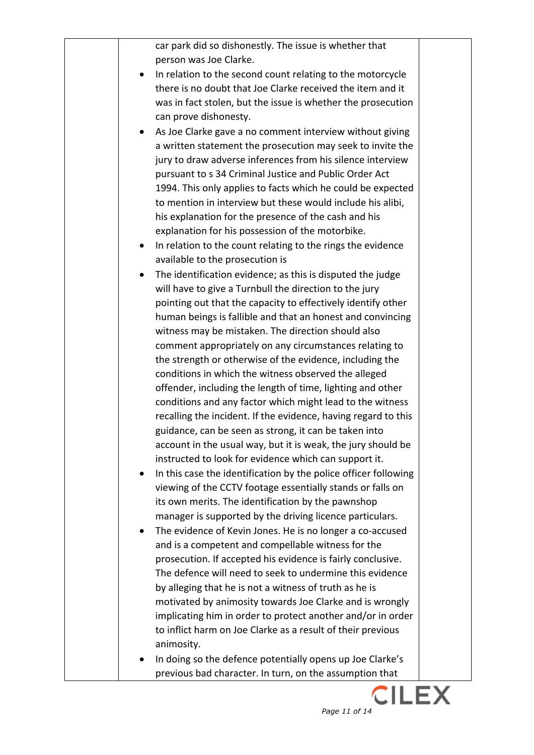| | | |
|---|---|---|
| | car park did so dishonestly. The issue is whether that person was Joe Clarke.<br>• In relation to the second count relating to the motorcycle there is no doubt that Joe Clarke received the item and it was in fact stolen, but the issue is whether the prosecution can prove dishonesty.<br>• As Joe Clarke gave a no comment interview without giving a written statement the prosecution may seek to invite the jury to draw adverse inferences from his silence interview pursuant to s 34 Criminal Justice and Public Order Act 1994. This only applies to facts which he could be expected to mention in interview but these would include his alibi, his explanation for the presence of the cash and his explanation for his possession of the motorbike.<br>• In relation to the count relating to the rings the evidence available to the prosecution is<br>• The identification evidence; as this is disputed the judge will have to give a Turnbull the direction to the jury pointing out that the capacity to effectively identify other human beings is fallible and that an honest and convincing witness may be mistaken. The direction should also comment appropriately on any circumstances relating to the strength or otherwise of the evidence, including the conditions in which the witness observed the alleged offender, including the length of time, lighting and other conditions and any factor which might lead to the witness recalling the incident. If the evidence, having regard to this guidance, can be seen as strong, it can be taken into account in the usual way, but it is weak, the jury should be instructed to look for evidence which can support it.<br>• In this case the identification by the police officer following viewing of the CCTV footage essentially stands or falls on its own merits. The identification by the pawnshop manager is supported by the driving licence particulars.<br>• The evidence of Kevin Jones. He is no longer a co-accused and is a competent and compellable witness for the prosecution. If accepted his evidence is fairly conclusive. The defence will need to seek to undermine this evidence by alleging that he is not a witness of truth as he is motivated by animosity towards Joe Clarke and is wrongly implicating him in order to protect another and/or in order to inflict harm on Joe Clarke as a result of their previous animosity.<br>• In doing so the defence potentially opens up Joe Clarke's previous bad character. In turn, on the assumption that | |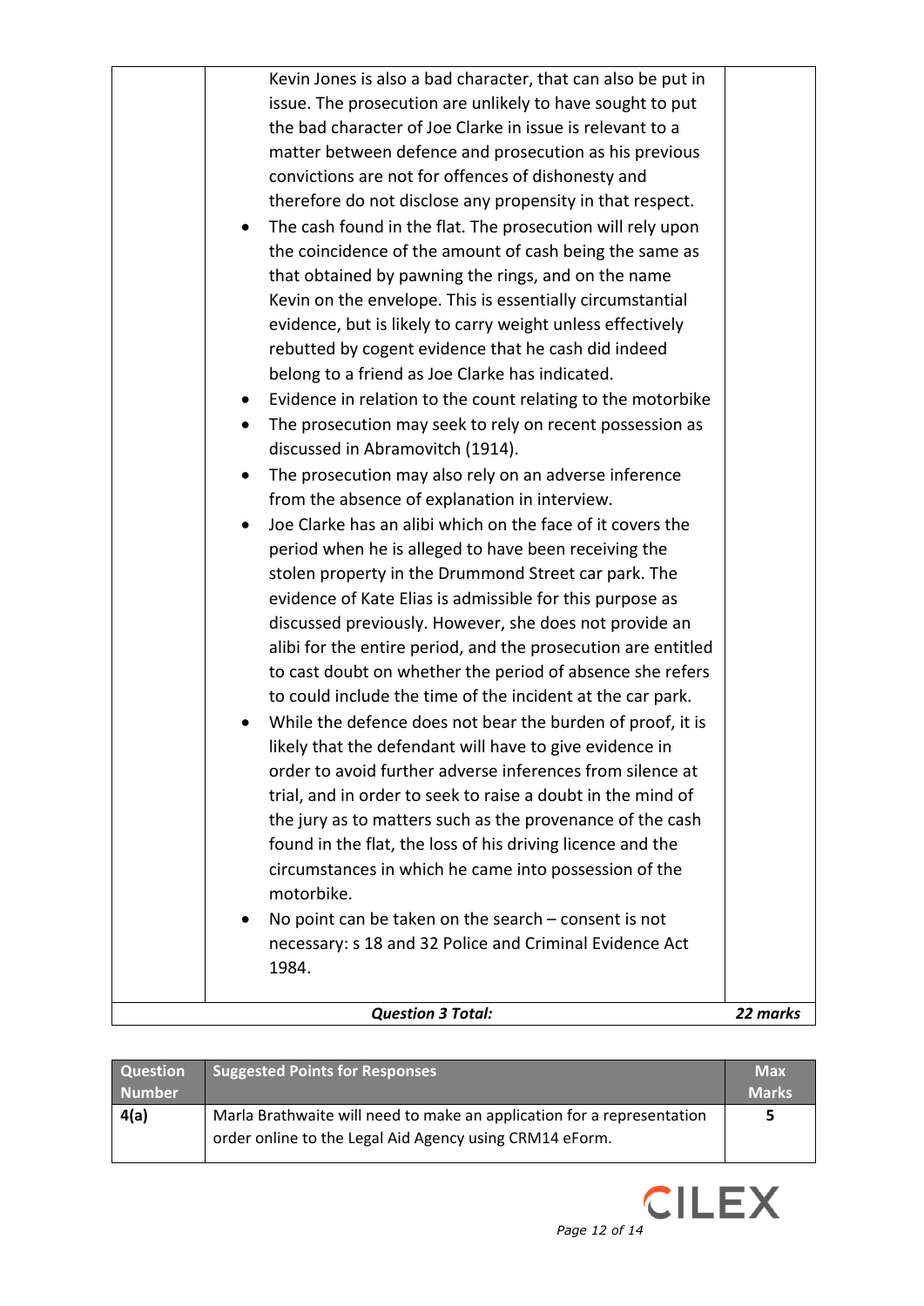| | | |
|---|---|---|
| | Kevin Jones is also a bad character, that can also be put in issue. The prosecution are unlikely to have sought to put the bad character of Joe Clarke in issue is relevant to a matter between defence and prosecution as his previous convictions are not for offences of dishonesty and therefore do not disclose any propensity in that respect.<br>• The cash found in the flat. The prosecution will rely upon the coincidence of the amount of cash being the same as that obtained by pawning the rings, and on the name Kevin on the envelope. This is essentially circumstantial evidence, but is likely to carry weight unless effectively rebutted by cogent evidence that he cash did indeed belong to a friend as Joe Clarke has indicated.<br>• Evidence in relation to the count relating to the motorbike<br>• The prosecution may seek to rely on recent possession as discussed in Abramovitch (1914).<br>• The prosecution may also rely on an adverse inference from the absence of explanation in interview.<br>• Joe Clarke has an alibi which on the face of it covers the period when he is alleged to have been receiving the stolen property in the Drummond Street car park. The evidence of Kate Elias is admissible for this purpose as discussed previously. However, she does not provide an alibi for the entire period, and the prosecution are entitled to cast doubt on whether the period of absence she refers to could include the time of the incident at the car park.<br>• While the defence does not bear the burden of proof, it is likely that the defendant will have to give evidence in order to avoid further adverse inferences from silence at trial, and in order to seek to raise a doubt in the mind of the jury as to matters such as the provenance of the cash found in the flat, the loss of his driving licence and the circumstances in which he came into possession of the motorbike.<br>• No point can be taken on the search – consent is not necessary: s 18 and 32 Police and Criminal Evidence Act 1984. | |
| | ***Question 3 Total:*** | ***22 marks*** |

| Question Number | Suggested Points for Responses | Max Marks |
|---|---|---|
| **4(a)** | Marla Brathwaite will need to make an application for a representation order online to the Legal Aid Agency using CRM14 eForm. | **5** |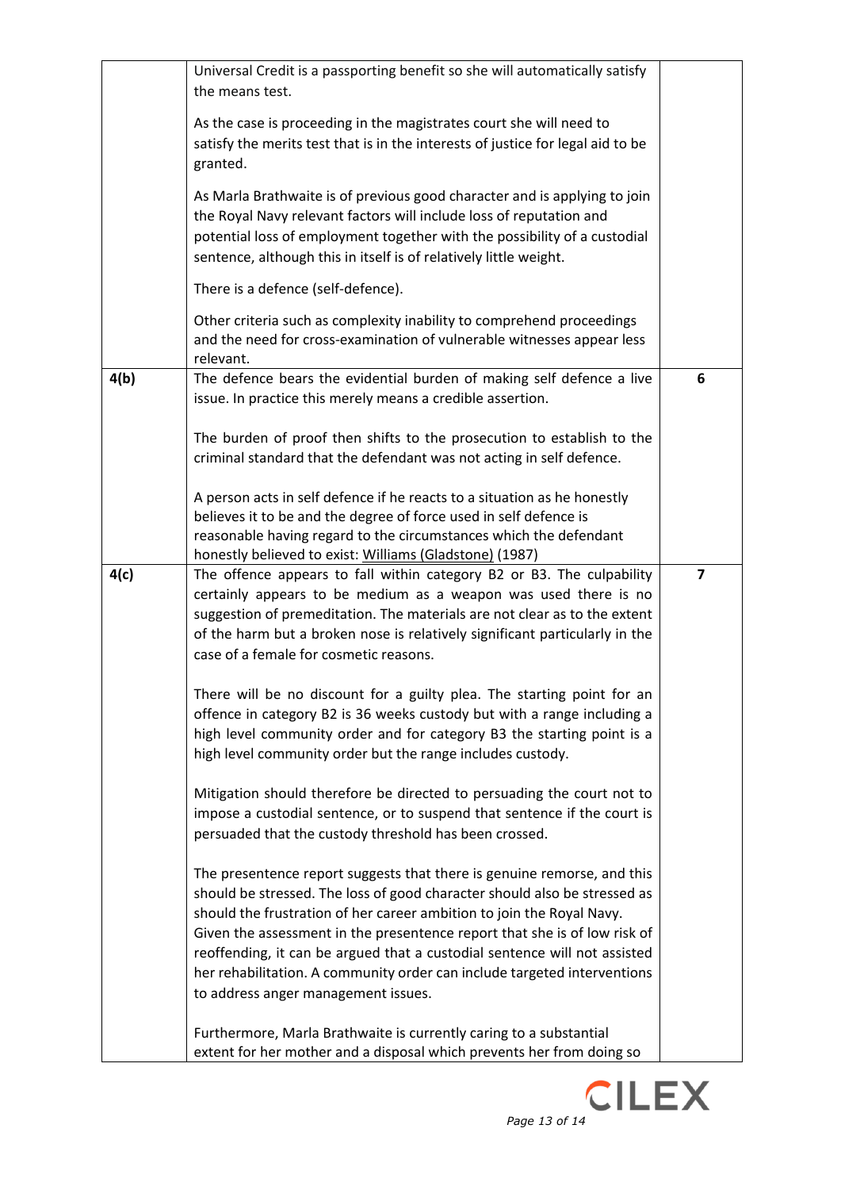| | | |
|---|---|---|
| | Universal Credit is a passporting benefit so she will automatically satisfy the means test.<br><br>As the case is proceeding in the magistrates court she will need to satisfy the merits test that is in the interests of justice for legal aid to be granted.<br><br>As Marla Brathwaite is of previous good character and is applying to join the Royal Navy relevant factors will include loss of reputation and potential loss of employment together with the possibility of a custodial sentence, although this in itself is of relatively little weight.<br><br>There is a defence (self-defence).<br><br>Other criteria such as complexity inability to comprehend proceedings and the need for cross-examination of vulnerable witnesses appear less relevant. | |
| **4(b)** | The defence bears the evidential burden of making self defence a live issue. In practice this merely means a credible assertion.<br><br>The burden of proof then shifts to the prosecution to establish to the criminal standard that the defendant was not acting in self defence.<br><br>A person acts in self defence if he reacts to a situation as he honestly believes it to be and the degree of force used in self defence is reasonable having regard to the circumstances which the defendant honestly believed to exist: Williams (Gladstone) (1987) | **6** |
| **4(c)** | The offence appears to fall within category B2 or B3. The culpability certainly appears to be medium as a weapon was used there is no suggestion of premeditation. The materials are not clear as to the extent of the harm but a broken nose is relatively significant particularly in the case of a female for cosmetic reasons.<br><br>There will be no discount for a guilty plea. The starting point for an offence in category B2 is 36 weeks custody but with a range including a high level community order and for category B3 the starting point is a high level community order but the range includes custody.<br><br>Mitigation should therefore be directed to persuading the court not to impose a custodial sentence, or to suspend that sentence if the court is persuaded that the custody threshold has been crossed.<br><br>The presentence report suggests that there is genuine remorse, and this should be stressed. The loss of good character should also be stressed as should the frustration of her career ambition to join the Royal Navy. Given the assessment in the presentence report that she is of low risk of reoffending, it can be argued that a custodial sentence will not assisted her rehabilitation. A community order can include targeted interventions to address anger management issues.<br><br>Furthermore, Marla Brathwaite is currently caring to a substantial extent for her mother and a disposal which prevents her from doing so | **7** |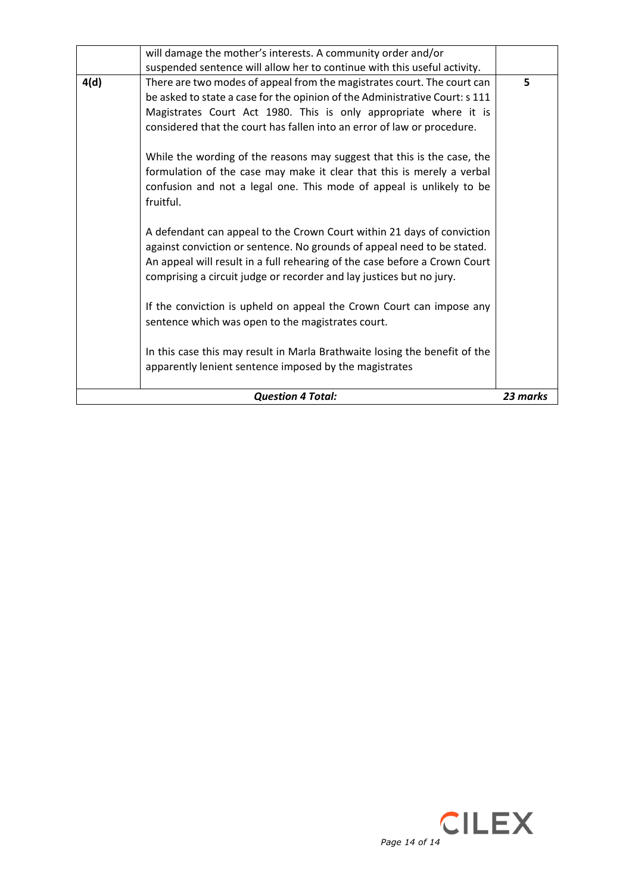| | | |
|---|---|---|
| | will damage the mother's interests. A community order and/or suspended sentence will allow her to continue with this useful activity. | |
| **4(d)** | There are two modes of appeal from the magistrates court. The court can be asked to state a case for the opinion of the Administrative Court: s 111 Magistrates Court Act 1980. This is only appropriate where it is considered that the court has fallen into an error of law or procedure.<br><br>While the wording of the reasons may suggest that this is the case, the formulation of the case may make it clear that this is merely a verbal confusion and not a legal one. This mode of appeal is unlikely to be fruitful.<br><br>A defendant can appeal to the Crown Court within 21 days of conviction against conviction or sentence. No grounds of appeal need to be stated. An appeal will result in a full rehearing of the case before a Crown Court comprising a circuit judge or recorder and lay justices but no jury.<br><br>If the conviction is upheld on appeal the Crown Court can impose any sentence which was open to the magistrates court.<br><br>In this case this may result in Marla Brathwaite losing the benefit of the apparently lenient sentence imposed by the magistrates | **5** |
| | ***Question 4 Total:*** | ***23 marks*** |